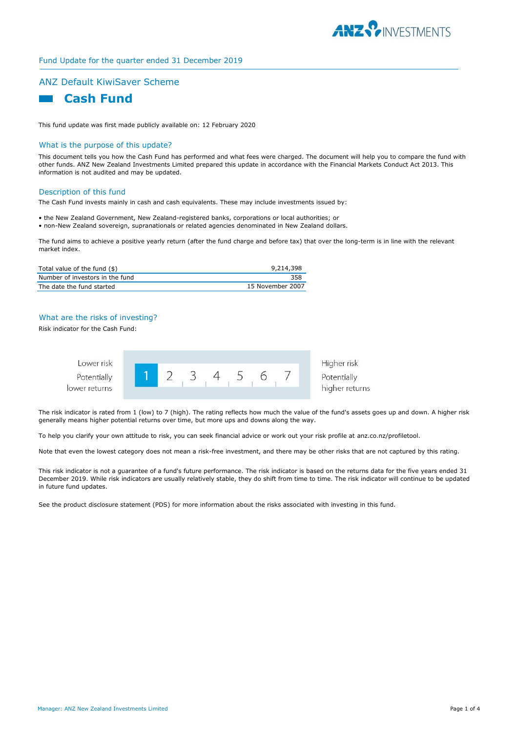Fund Update for the quarter ended 31 December 2019

## ANZ Default KiwiSaver Scheme

# Cash Fund

This fund update was first made publicly available on: 12 February 2020

## What is the purpose of this update?

This document tells you how the Cash Fund has performed and what fees were charged. The document will help you to compare the fund with other funds. ANZ New Zealand Investments Limited prepared this update in accordance with the Financial Markets Conduct Act 2013. This information is not audited and may be updated.

## Description of this fund

The Cash Fund invests mainly in cash and cash equivalents. These may include investments issued by:

- the New Zealand Government, New Zealand-registered banks, corporations or local authorities; or
- non-New Zealand sovereign, supranationals or related agencies denominated in New Zealand dollars.

The fund aims to achieve a positive yearly return (after the fund charge and before tax) that over the long-term is in line with the relevant market index.

| | |
|---|---|
| Total value of the fund ($) | 9,214,398 |
| Number of investors in the fund | 358 |
| The date the fund started | 15 November 2007 |

## What are the risks of investing?

Risk indicator for the Cash Fund:

| Lower risk<br>Potentially lower returns | **1** | 2 | 3 | 4 | 5 | 6 | 7 | Higher risk<br>Potentially higher returns |
|---|---|---|---|---|---|---|---|---|

The risk indicator is rated from 1 (low) to 7 (high). The rating reflects how much the value of the fund's assets goes up and down. A higher risk generally means higher potential returns over time, but more ups and downs along the way.

To help you clarify your own attitude to risk, you can seek financial advice or work out your risk profile at anz.co.nz/profiletool.

Note that even the lowest category does not mean a risk-free investment, and there may be other risks that are not captured by this rating.

This risk indicator is not a guarantee of a fund's future performance. The risk indicator is based on the returns data for the five years ended 31 December 2019. While risk indicators are usually relatively stable, they do shift from time to time. The risk indicator will continue to be updated in future fund updates.

See the product disclosure statement (PDS) for more information about the risks associated with investing in this fund.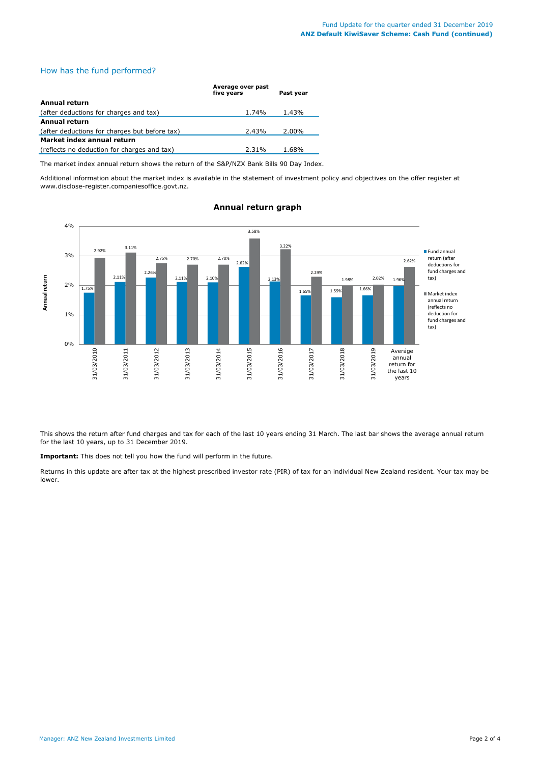## How has the fund performed?

| | Average over past five years | Past year |
|---|---|---|
| **Annual return** | | |
| (after deductions for charges and tax) | 1.74% | 1.43% |
| **Annual return** | | |
| (after deductions for charges but before tax) | 2.43% | 2.00% |
| **Market index annual return** | | |
| (reflects no deduction for charges and tax) | 2.31% | 1.68% |

The market index annual return shows the return of the S&P/NZX Bank Bills 90 Day Index.

Additional information about the market index is available in the statement of investment policy and objectives on the offer register at www.disclose-register.companiesoffice.govt.nz.

### Annual return graph

| | Fund annual return (after deductions for fund charges and tax) | Market index annual return (reflects no deduction for fund charges and tax) |
|---|---|---|
| 31/03/2010 | 1.75% | 2.92% |
| 31/03/2011 | 2.11% | 3.11% |
| 31/03/2012 | 2.26% | 2.75% |
| 31/03/2013 | 2.11% | 2.70% |
| 31/03/2014 | 2.10% | 2.70% |
| 31/03/2015 | 2.62% | 3.58% |
| 31/03/2016 | 2.13% | 3.22% |
| 31/03/2017 | 1.65% | 2.29% |
| 31/03/2018 | 1.59% | 1.98% |
| 31/03/2019 | 1.66% | 2.02% |
| Average annual return for the last 10 years | 1.96% | 2.62% |

This shows the return after fund charges and tax for each of the last 10 years ending 31 March. The last bar shows the average annual return for the last 10 years, up to 31 December 2019.

**Important:** This does not tell you how the fund will perform in the future.

Returns in this update are after tax at the highest prescribed investor rate (PIR) of tax for an individual New Zealand resident. Your tax may be lower.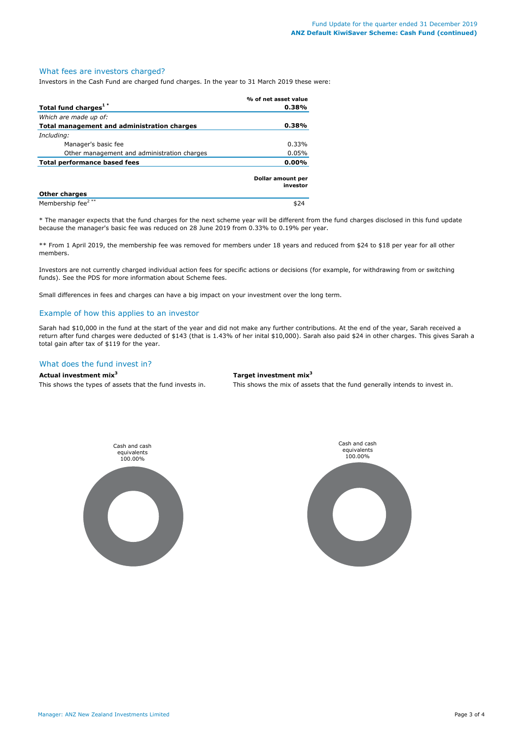## What fees are investors charged?

Investors in the Cash Fund are charged fund charges. In the year to 31 March 2019 these were:

| | % of net asset value |
|---|---|
| **Total fund charges[1] *** | **0.38%** |
| *Which are made up of:* | |
| **Total management and administration charges** | **0.38%** |
| *Including:* | |
| Manager's basic fee | 0.33% |
| Other management and administration charges | 0.05% |
| **Total performance based fees** | **0.00%** |

| **Other charges** | **Dollar amount per investor** |
|---|---|
| Membership fee[2] ** | $24 |

* The manager expects that the fund charges for the next scheme year will be different from the fund charges disclosed in this fund update because the manager's basic fee was reduced on 28 June 2019 from 0.33% to 0.19% per year.

** From 1 April 2019, the membership fee was removed for members under 18 years and reduced from $24 to $18 per year for all other members.

Investors are not currently charged individual action fees for specific actions or decisions (for example, for withdrawing from or switching funds). See the PDS for more information about Scheme fees.

Small differences in fees and charges can have a big impact on your investment over the long term.

## Example of how this applies to an investor

Sarah had $10,000 in the fund at the start of the year and did not make any further contributions. At the end of the year, Sarah received a return after fund charges were deducted of $143 (that is 1.43% of her inital $10,000). Sarah also paid $24 in other charges. This gives Sarah a total gain after tax of $119 for the year.

## What does the fund invest in?

**Actual investment mix[3]**

This shows the types of assets that the fund invests in.

Cash and cash equivalents 100.00%

**Target investment mix[3]**

This shows the mix of assets that the fund generally intends to invest in.

Cash and cash equivalents 100.00%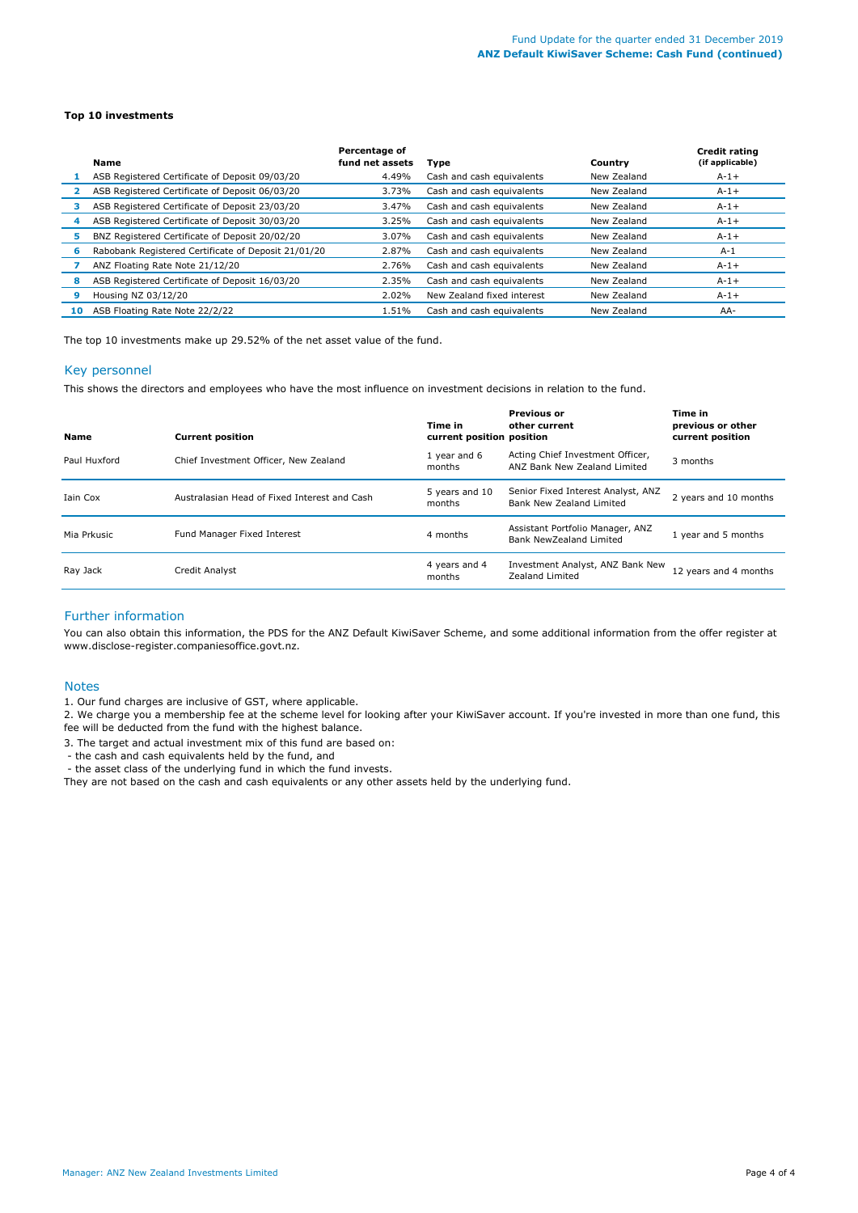### Top 10 investments

| | Name | Percentage of fund net assets | Type | Country | Credit rating (if applicable) |
|---|---|---|---|---|---|
| 1 | ASB Registered Certificate of Deposit 09/03/20 | 4.49% | Cash and cash equivalents | New Zealand | A-1+ |
| 2 | ASB Registered Certificate of Deposit 06/03/20 | 3.73% | Cash and cash equivalents | New Zealand | A-1+ |
| 3 | ASB Registered Certificate of Deposit 23/03/20 | 3.47% | Cash and cash equivalents | New Zealand | A-1+ |
| 4 | ASB Registered Certificate of Deposit 30/03/20 | 3.25% | Cash and cash equivalents | New Zealand | A-1+ |
| 5 | BNZ Registered Certificate of Deposit 20/02/20 | 3.07% | Cash and cash equivalents | New Zealand | A-1+ |
| 6 | Rabobank Registered Certificate of Deposit 21/01/20 | 2.87% | Cash and cash equivalents | New Zealand | A-1 |
| 7 | ANZ Floating Rate Note 21/12/20 | 2.76% | Cash and cash equivalents | New Zealand | A-1+ |
| 8 | ASB Registered Certificate of Deposit 16/03/20 | 2.35% | Cash and cash equivalents | New Zealand | A-1+ |
| 9 | Housing NZ 03/12/20 | 2.02% | New Zealand fixed interest | New Zealand | A-1+ |
| 10 | ASB Floating Rate Note 22/2/22 | 1.51% | Cash and cash equivalents | New Zealand | AA- |

The top 10 investments make up 29.52% of the net asset value of the fund.

## Key personnel

This shows the directors and employees who have the most influence on investment decisions in relation to the fund.

| Name | Current position | Time in current position | Previous or other current position | Time in previous or other current position |
|---|---|---|---|---|
| Paul Huxford | Chief Investment Officer, New Zealand | 1 year and 6 months | Acting Chief Investment Officer, ANZ Bank New Zealand Limited | 3 months |
| Iain Cox | Australasian Head of Fixed Interest and Cash | 5 years and 10 months | Senior Fixed Interest Analyst, ANZ Bank New Zealand Limited | 2 years and 10 months |
| Mia Prkusic | Fund Manager Fixed Interest | 4 months | Assistant Portfolio Manager, ANZ Bank NewZealand Limited | 1 year and 5 months |
| Ray Jack | Credit Analyst | 4 years and 4 months | Investment Analyst, ANZ Bank New Zealand Limited | 12 years and 4 months |

## Further information

You can also obtain this information, the PDS for the ANZ Default KiwiSaver Scheme, and some additional information from the offer register at www.disclose-register.companiesoffice.govt.nz.

## Notes

1. Our fund charges are inclusive of GST, where applicable.
2. We charge you a membership fee at the scheme level for looking after your KiwiSaver account. If you're invested in more than one fund, this fee will be deducted from the fund with the highest balance.
3. The target and actual investment mix of this fund are based on:
 - the cash and cash equivalents held by the fund, and
 - the asset class of the underlying fund in which the fund invests.

They are not based on the cash and cash equivalents or any other assets held by the underlying fund.